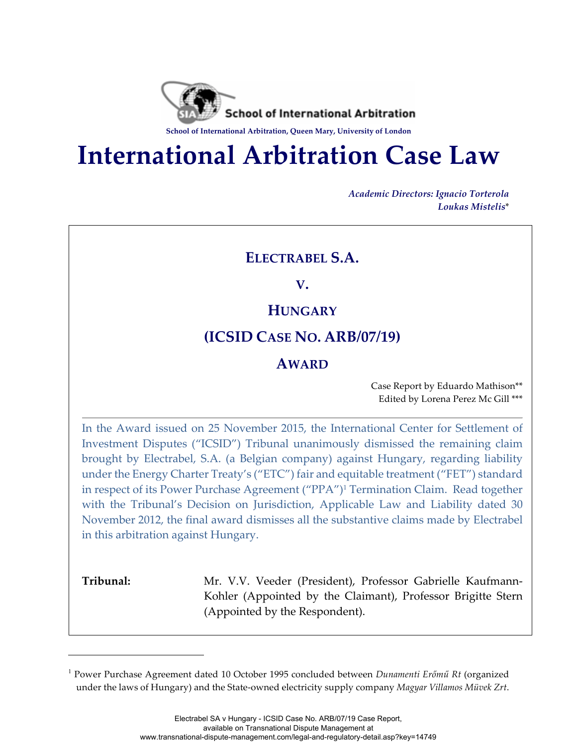School of International Arbitration

School of International Arbitration, Queen Mary, University of London

# International Arbitration Case Law

*Academic Directors: Ignacio Torterola*
*Loukas Mistelis**

## ELECTRABEL S.A.

## V.

## HUNGARY

## (ICSID CASE NO. ARB/07/19)

## AWARD

Case Report by Eduardo Mathison**
Edited by Lorena Perez Mc Gill ***

In the Award issued on 25 November 2015, the International Center for Settlement of Investment Disputes ("ICSID") Tribunal unanimously dismissed the remaining claim brought by Electrabel, S.A. (a Belgian company) against Hungary, regarding liability under the Energy Charter Treaty's ("ETC") fair and equitable treatment ("FET") standard in respect of its Power Purchase Agreement ("PPA")[1] Termination Claim. Read together with the Tribunal's Decision on Jurisdiction, Applicable Law and Liability dated 30 November 2012, the final award dismisses all the substantive claims made by Electrabel in this arbitration against Hungary.

**Tribunal:** Mr. V.V. Veeder (President), Professor Gabrielle Kaufmann-Kohler (Appointed by the Claimant), Professor Brigitte Stern (Appointed by the Respondent).

---

[1] Power Purchase Agreement dated 10 October 1995 concluded between *Dunamenti Erőmű Rt* (organized under the laws of Hungary) and the State-owned electricity supply company *Magyar Villamos Müvek Zrt*.

Electrabel SA v Hungary - ICSID Case No. ARB/07/19 Case Report, available on Transnational Dispute Management at www.transnational-dispute-management.com/legal-and-regulatory-detail.asp?key=14749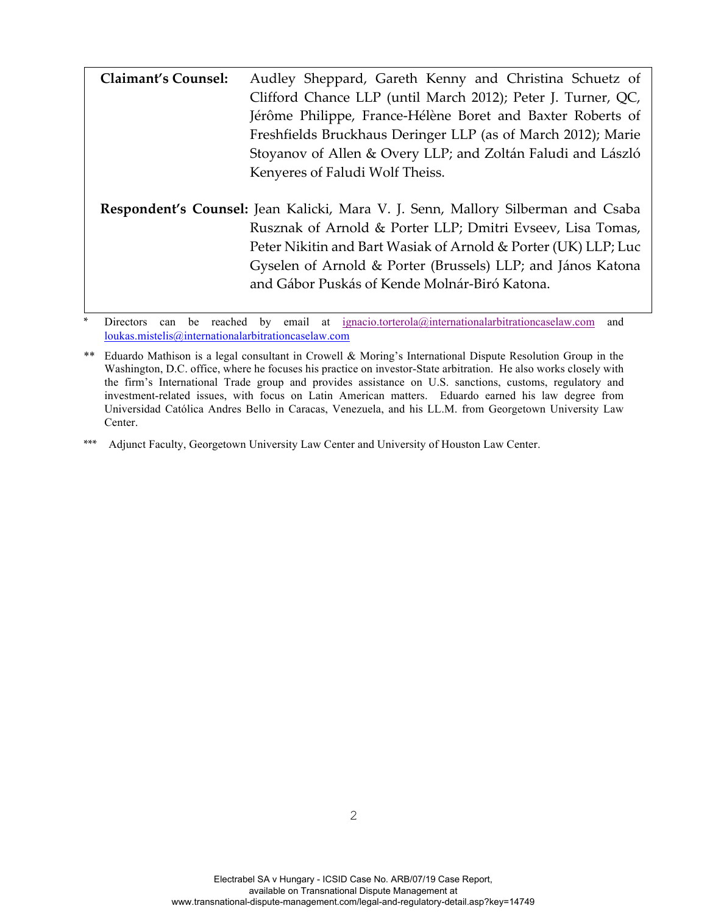| | |
|---|---|
| **Claimant's Counsel:** | Audley Sheppard, Gareth Kenny and Christina Schuetz of Clifford Chance LLP (until March 2012); Peter J. Turner, QC, Jérôme Philippe, France-Hélène Boret and Baxter Roberts of Freshfields Bruckhaus Deringer LLP (as of March 2012); Marie Stoyanov of Allen & Overy LLP; and Zoltán Faludi and László Kenyeres of Faludi Wolf Theiss. |
| **Respondent's Counsel:** | Jean Kalicki, Mara V. J. Senn, Mallory Silberman and Csaba Rusznak of Arnold & Porter LLP; Dmitri Evseev, Lisa Tomas, Peter Nikitin and Bart Wasiak of Arnold & Porter (UK) LLP; Luc Gyselen of Arnold & Porter (Brussels) LLP; and János Katona and Gábor Puskás of Kende Molnár-Biró Katona. |

\* Directors can be reached by email at ignacio.torterola@internationalarbitrationcaselaw.com and loukas.mistelis@internationalarbitrationcaselaw.com

\*\* Eduardo Mathison is a legal consultant in Crowell & Moring's International Dispute Resolution Group in the Washington, D.C. office, where he focuses his practice on investor-State arbitration. He also works closely with the firm's International Trade group and provides assistance on U.S. sanctions, customs, regulatory and investment-related issues, with focus on Latin American matters. Eduardo earned his law degree from Universidad Católica Andres Bello in Caracas, Venezuela, and his LL.M. from Georgetown University Law Center.

\*\*\* Adjunct Faculty, Georgetown University Law Center and University of Houston Law Center.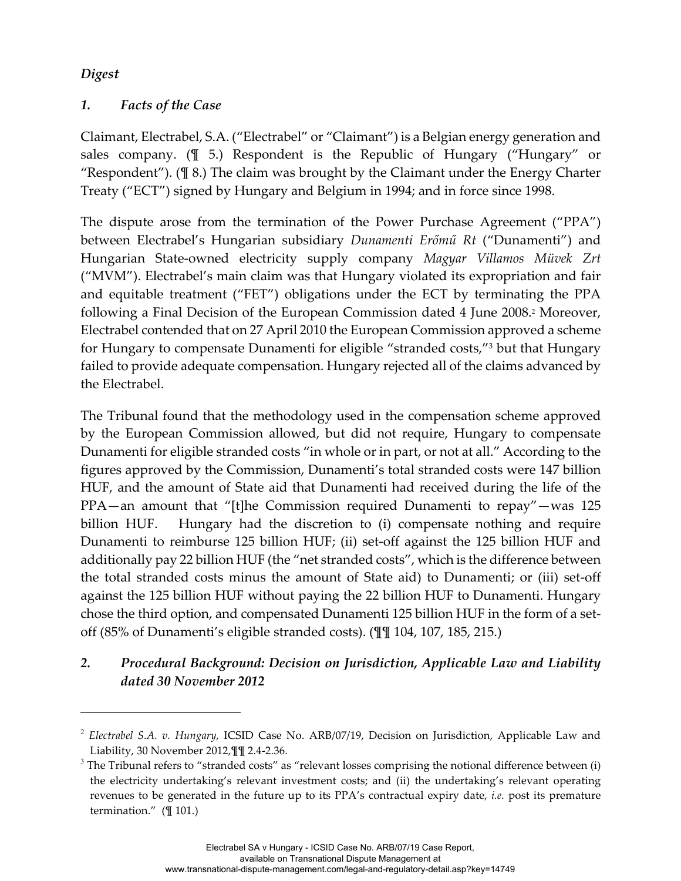*Digest*

## *1. Facts of the Case*

Claimant, Electrabel, S.A. ("Electrabel" or "Claimant") is a Belgian energy generation and sales company. (¶ 5.) Respondent is the Republic of Hungary ("Hungary" or "Respondent"). (¶ 8.) The claim was brought by the Claimant under the Energy Charter Treaty ("ECT") signed by Hungary and Belgium in 1994; and in force since 1998.

The dispute arose from the termination of the Power Purchase Agreement ("PPA") between Electrabel's Hungarian subsidiary *Dunamenti Erőmű Rt* ("Dunamenti") and Hungarian State-owned electricity supply company *Magyar Villamos Müvek Zrt* ("MVM"). Electrabel's main claim was that Hungary violated its expropriation and fair and equitable treatment ("FET") obligations under the ECT by terminating the PPA following a Final Decision of the European Commission dated 4 June 2008.[2] Moreover, Electrabel contended that on 27 April 2010 the European Commission approved a scheme for Hungary to compensate Dunamenti for eligible "stranded costs,"[3] but that Hungary failed to provide adequate compensation. Hungary rejected all of the claims advanced by the Electrabel.

The Tribunal found that the methodology used in the compensation scheme approved by the European Commission allowed, but did not require, Hungary to compensate Dunamenti for eligible stranded costs "in whole or in part, or not at all." According to the figures approved by the Commission, Dunamenti's total stranded costs were 147 billion HUF, and the amount of State aid that Dunamenti had received during the life of the PPA—an amount that "[t]he Commission required Dunamenti to repay"—was 125 billion HUF. Hungary had the discretion to (i) compensate nothing and require Dunamenti to reimburse 125 billion HUF; (ii) set-off against the 125 billion HUF and additionally pay 22 billion HUF (the "net stranded costs", which is the difference between the total stranded costs minus the amount of State aid) to Dunamenti; or (iii) set-off against the 125 billion HUF without paying the 22 billion HUF to Dunamenti. Hungary chose the third option, and compensated Dunamenti 125 billion HUF in the form of a set-off (85% of Dunamenti's eligible stranded costs). (¶¶ 104, 107, 185, 215.)

## *2. Procedural Background: Decision on Jurisdiction, Applicable Law and Liability dated 30 November 2012*

---

[2] *Electrabel S.A. v. Hungary,* ICSID Case No. ARB/07/19, Decision on Jurisdiction, Applicable Law and Liability, 30 November 2012,¶¶ 2.4-2.36.

[3] The Tribunal refers to "stranded costs" as "relevant losses comprising the notional difference between (i) the electricity undertaking's relevant investment costs; and (ii) the undertaking's relevant operating revenues to be generated in the future up to its PPA's contractual expiry date, *i.e.* post its premature termination." (¶ 101.)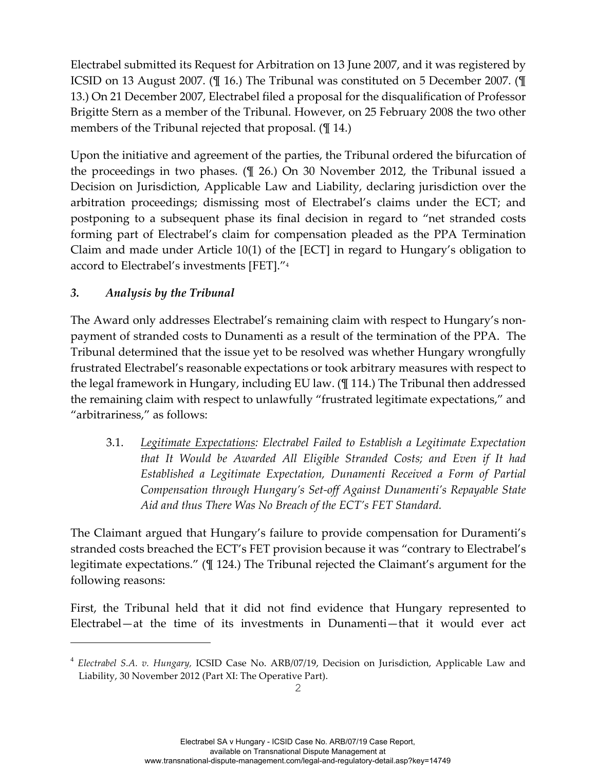Electrabel submitted its Request for Arbitration on 13 June 2007, and it was registered by ICSID on 13 August 2007. (¶ 16.) The Tribunal was constituted on 5 December 2007. (¶ 13.) On 21 December 2007, Electrabel filed a proposal for the disqualification of Professor Brigitte Stern as a member of the Tribunal. However, on 25 February 2008 the two other members of the Tribunal rejected that proposal. (¶ 14.)

Upon the initiative and agreement of the parties, the Tribunal ordered the bifurcation of the proceedings in two phases. (¶ 26.) On 30 November 2012, the Tribunal issued a Decision on Jurisdiction, Applicable Law and Liability, declaring jurisdiction over the arbitration proceedings; dismissing most of Electrabel's claims under the ECT; and postponing to a subsequent phase its final decision in regard to "net stranded costs forming part of Electrabel's claim for compensation pleaded as the PPA Termination Claim and made under Article 10(1) of the [ECT] in regard to Hungary's obligation to accord to Electrabel's investments [FET]."[4]

### *3. Analysis by the Tribunal*

The Award only addresses Electrabel's remaining claim with respect to Hungary's non-payment of stranded costs to Dunamenti as a result of the termination of the PPA. The Tribunal determined that the issue yet to be resolved was whether Hungary wrongfully frustrated Electrabel's reasonable expectations or took arbitrary measures with respect to the legal framework in Hungary, including EU law. (¶ 114.) The Tribunal then addressed the remaining claim with respect to unlawfully "frustrated legitimate expectations," and "arbitrariness," as follows:

> 3.1. *Legitimate Expectations: Electrabel Failed to Establish a Legitimate Expectation that It Would be Awarded All Eligible Stranded Costs; and Even if It had Established a Legitimate Expectation, Dunamenti Received a Form of Partial Compensation through Hungary's Set-off Against Dunamenti's Repayable State Aid and thus There Was No Breach of the ECT's FET Standard.*

The Claimant argued that Hungary's failure to provide compensation for Duramenti's stranded costs breached the ECT's FET provision because it was "contrary to Electrabel's legitimate expectations." (¶ 124.) The Tribunal rejected the Claimant's argument for the following reasons:

First, the Tribunal held that it did not find evidence that Hungary represented to Electrabel—at the time of its investments in Dunamenti—that it would ever act

---

[4] *Electrabel S.A. v. Hungary,* ICSID Case No. ARB/07/19, Decision on Jurisdiction, Applicable Law and Liability, 30 November 2012 (Part XI: The Operative Part).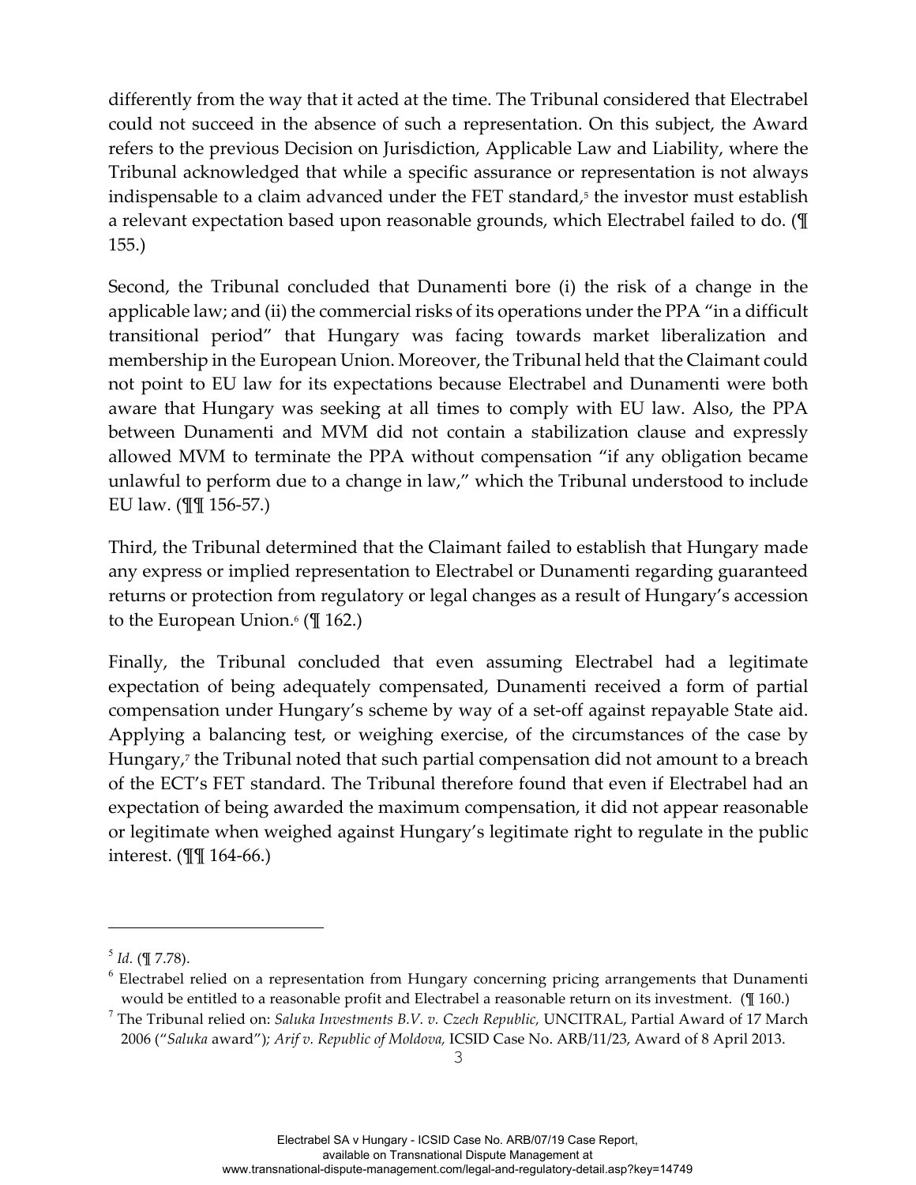differently from the way that it acted at the time. The Tribunal considered that Electrabel could not succeed in the absence of such a representation. On this subject, the Award refers to the previous Decision on Jurisdiction, Applicable Law and Liability, where the Tribunal acknowledged that while a specific assurance or representation is not always indispensable to a claim advanced under the FET standard,[5] the investor must establish a relevant expectation based upon reasonable grounds, which Electrabel failed to do. (¶ 155.)

Second, the Tribunal concluded that Dunamenti bore (i) the risk of a change in the applicable law; and (ii) the commercial risks of its operations under the PPA "in a difficult transitional period" that Hungary was facing towards market liberalization and membership in the European Union. Moreover, the Tribunal held that the Claimant could not point to EU law for its expectations because Electrabel and Dunamenti were both aware that Hungary was seeking at all times to comply with EU law. Also, the PPA between Dunamenti and MVM did not contain a stabilization clause and expressly allowed MVM to terminate the PPA without compensation "if any obligation became unlawful to perform due to a change in law," which the Tribunal understood to include EU law. (¶¶ 156-57.)

Third, the Tribunal determined that the Claimant failed to establish that Hungary made any express or implied representation to Electrabel or Dunamenti regarding guaranteed returns or protection from regulatory or legal changes as a result of Hungary's accession to the European Union.[6] (¶ 162.)

Finally, the Tribunal concluded that even assuming Electrabel had a legitimate expectation of being adequately compensated, Dunamenti received a form of partial compensation under Hungary's scheme by way of a set-off against repayable State aid. Applying a balancing test, or weighing exercise, of the circumstances of the case by Hungary,[7] the Tribunal noted that such partial compensation did not amount to a breach of the ECT's FET standard. The Tribunal therefore found that even if Electrabel had an expectation of being awarded the maximum compensation, it did not appear reasonable or legitimate when weighed against Hungary's legitimate right to regulate in the public interest. (¶¶ 164-66.)

---

[5] *Id.* (¶ 7.78).

[6] Electrabel relied on a representation from Hungary concerning pricing arrangements that Dunamenti would be entitled to a reasonable profit and Electrabel a reasonable return on its investment. (¶ 160.)

[7] The Tribunal relied on: *Saluka Investments B.V. v. Czech Republic,* UNCITRAL, Partial Award of 17 March 2006 ("*Saluka* award"); *Arif v. Republic of Moldova,* ICSID Case No. ARB/11/23, Award of 8 April 2013.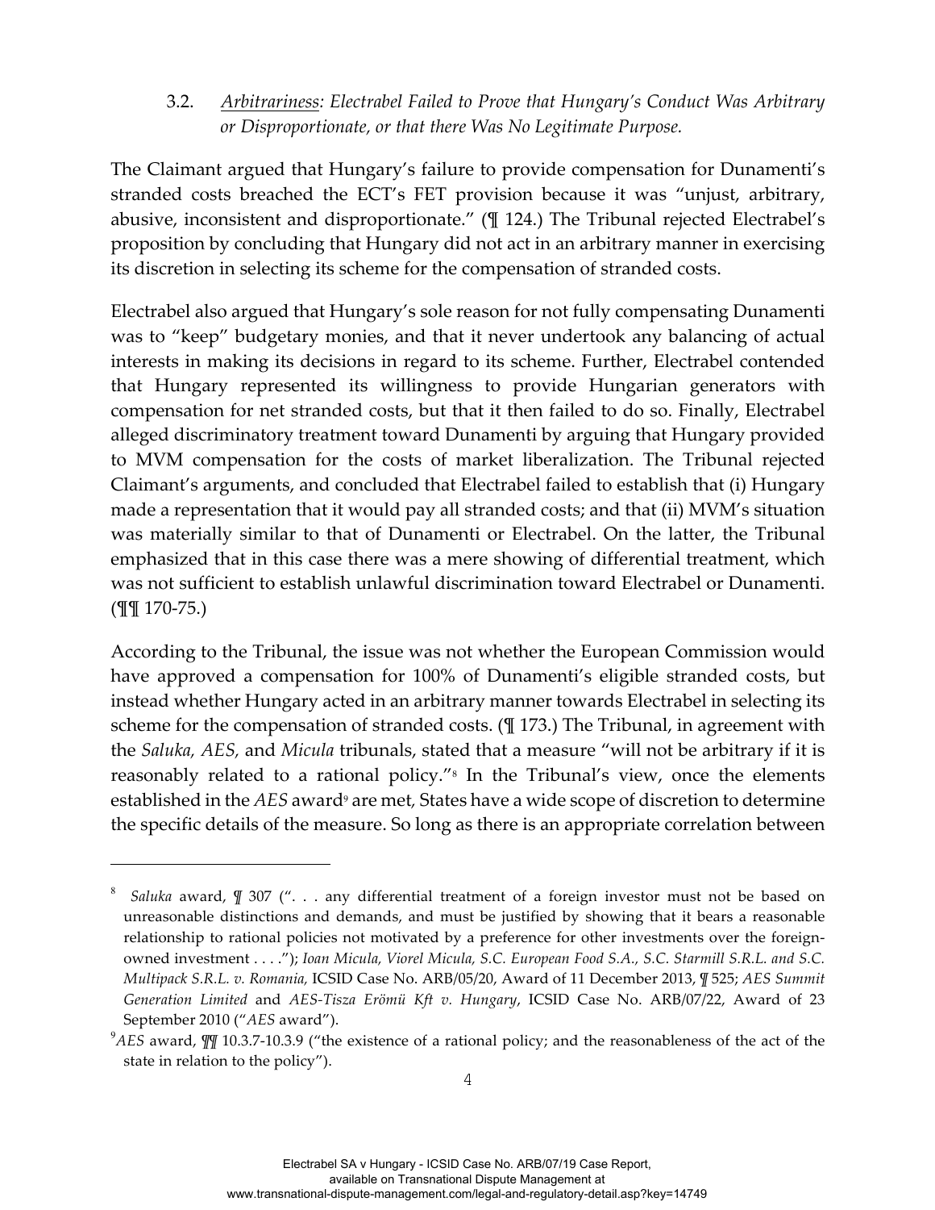### 3.2. *Arbitrariness: Electrabel Failed to Prove that Hungary's Conduct Was Arbitrary or Disproportionate, or that there Was No Legitimate Purpose.*

The Claimant argued that Hungary's failure to provide compensation for Dunamenti's stranded costs breached the ECT's FET provision because it was "unjust, arbitrary, abusive, inconsistent and disproportionate." (¶ 124.) The Tribunal rejected Electrabel's proposition by concluding that Hungary did not act in an arbitrary manner in exercising its discretion in selecting its scheme for the compensation of stranded costs.

Electrabel also argued that Hungary's sole reason for not fully compensating Dunamenti was to "keep" budgetary monies, and that it never undertook any balancing of actual interests in making its decisions in regard to its scheme. Further, Electrabel contended that Hungary represented its willingness to provide Hungarian generators with compensation for net stranded costs, but that it then failed to do so. Finally, Electrabel alleged discriminatory treatment toward Dunamenti by arguing that Hungary provided to MVM compensation for the costs of market liberalization. The Tribunal rejected Claimant's arguments, and concluded that Electrabel failed to establish that (i) Hungary made a representation that it would pay all stranded costs; and that (ii) MVM's situation was materially similar to that of Dunamenti or Electrabel. On the latter, the Tribunal emphasized that in this case there was a mere showing of differential treatment, which was not sufficient to establish unlawful discrimination toward Electrabel or Dunamenti. (¶¶ 170-75.)

According to the Tribunal, the issue was not whether the European Commission would have approved a compensation for 100% of Dunamenti's eligible stranded costs, but instead whether Hungary acted in an arbitrary manner towards Electrabel in selecting its scheme for the compensation of stranded costs. (¶ 173.) The Tribunal, in agreement with the *Saluka, AES,* and *Micula* tribunals, stated that a measure "will not be arbitrary if it is reasonably related to a rational policy."[8] In the Tribunal's view, once the elements established in the *AES* award[9] are met, States have a wide scope of discretion to determine the specific details of the measure. So long as there is an appropriate correlation between

---

[8] *Saluka* award, ¶ 307 (". . . any differential treatment of a foreign investor must not be based on unreasonable distinctions and demands, and must be justified by showing that it bears a reasonable relationship to rational policies not motivated by a preference for other investments over the foreign-owned investment . . . ."); *Ioan Micula, Viorel Micula, S.C. European Food S.A., S.C. Starmill S.R.L. and S.C. Multipack S.R.L. v. Romania,* ICSID Case No. ARB/05/20, Award of 11 December 2013, ¶ 525; *AES Summit Generation Limited* and *AES-Tisza Erömü Kft v. Hungary*, ICSID Case No. ARB/07/22, Award of 23 September 2010 ("*AES* award").

[9] *AES* award, ¶¶ 10.3.7-10.3.9 ("the existence of a rational policy; and the reasonableness of the act of the state in relation to the policy").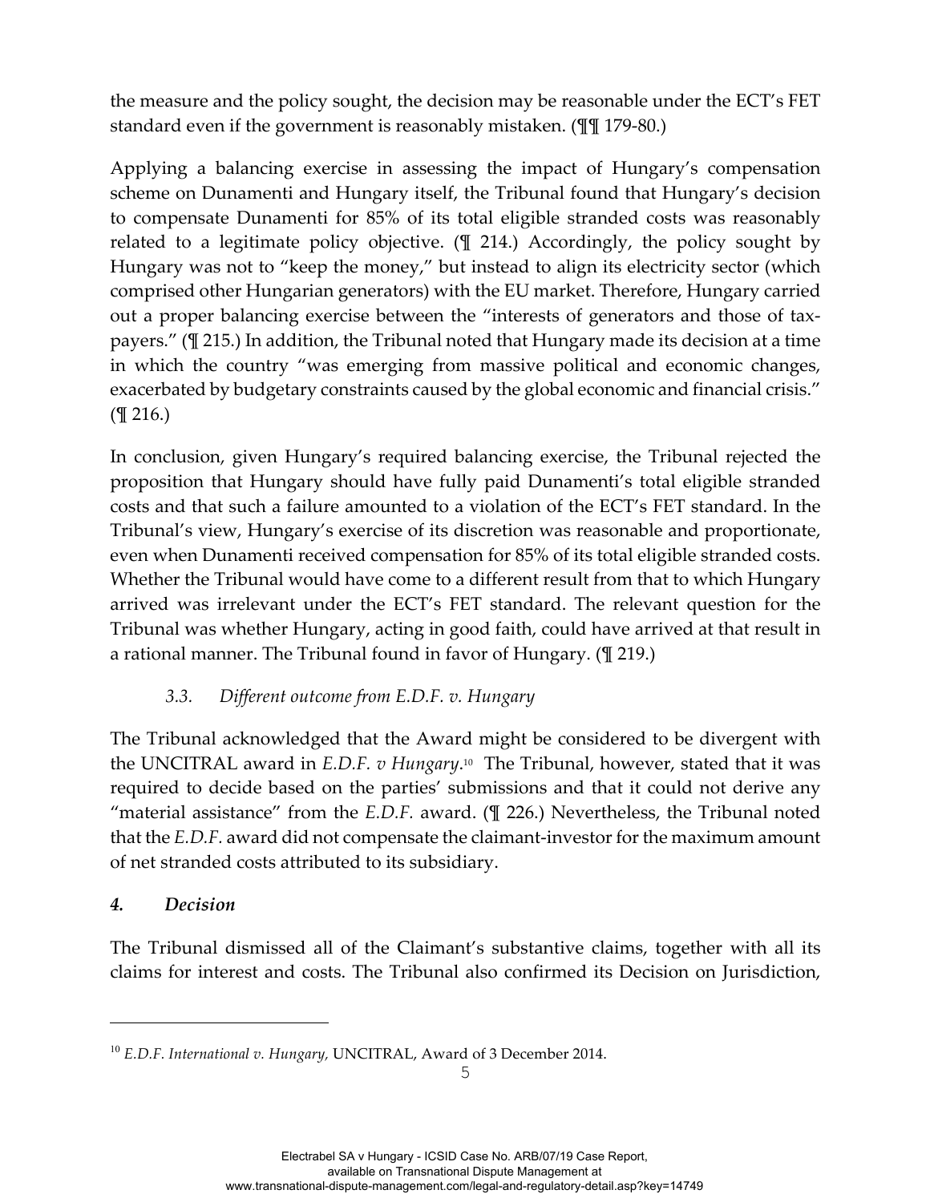the measure and the policy sought, the decision may be reasonable under the ECT's FET standard even if the government is reasonably mistaken. (¶¶ 179-80.)

Applying a balancing exercise in assessing the impact of Hungary's compensation scheme on Dunamenti and Hungary itself, the Tribunal found that Hungary's decision to compensate Dunamenti for 85% of its total eligible stranded costs was reasonably related to a legitimate policy objective. (¶ 214.) Accordingly, the policy sought by Hungary was not to "keep the money," but instead to align its electricity sector (which comprised other Hungarian generators) with the EU market. Therefore, Hungary carried out a proper balancing exercise between the "interests of generators and those of tax-payers." (¶ 215.) In addition, the Tribunal noted that Hungary made its decision at a time in which the country "was emerging from massive political and economic changes, exacerbated by budgetary constraints caused by the global economic and financial crisis." (¶ 216.)

In conclusion, given Hungary's required balancing exercise, the Tribunal rejected the proposition that Hungary should have fully paid Dunamenti's total eligible stranded costs and that such a failure amounted to a violation of the ECT's FET standard. In the Tribunal's view, Hungary's exercise of its discretion was reasonable and proportionate, even when Dunamenti received compensation for 85% of its total eligible stranded costs. Whether the Tribunal would have come to a different result from that to which Hungary arrived was irrelevant under the ECT's FET standard. The relevant question for the Tribunal was whether Hungary, acting in good faith, could have arrived at that result in a rational manner. The Tribunal found in favor of Hungary. (¶ 219.)

### *3.3. Different outcome from E.D.F. v. Hungary*

The Tribunal acknowledged that the Award might be considered to be divergent with the UNCITRAL award in *E.D.F. v Hungary*.[10] The Tribunal, however, stated that it was required to decide based on the parties' submissions and that it could not derive any "material assistance" from the *E.D.F.* award. (¶ 226.) Nevertheless, the Tribunal noted that the *E.D.F.* award did not compensate the claimant-investor for the maximum amount of net stranded costs attributed to its subsidiary.

## *4. Decision*

The Tribunal dismissed all of the Claimant's substantive claims, together with all its claims for interest and costs. The Tribunal also confirmed its Decision on Jurisdiction,

---

[10] *E.D.F. International v. Hungary,* UNCITRAL, Award of 3 December 2014.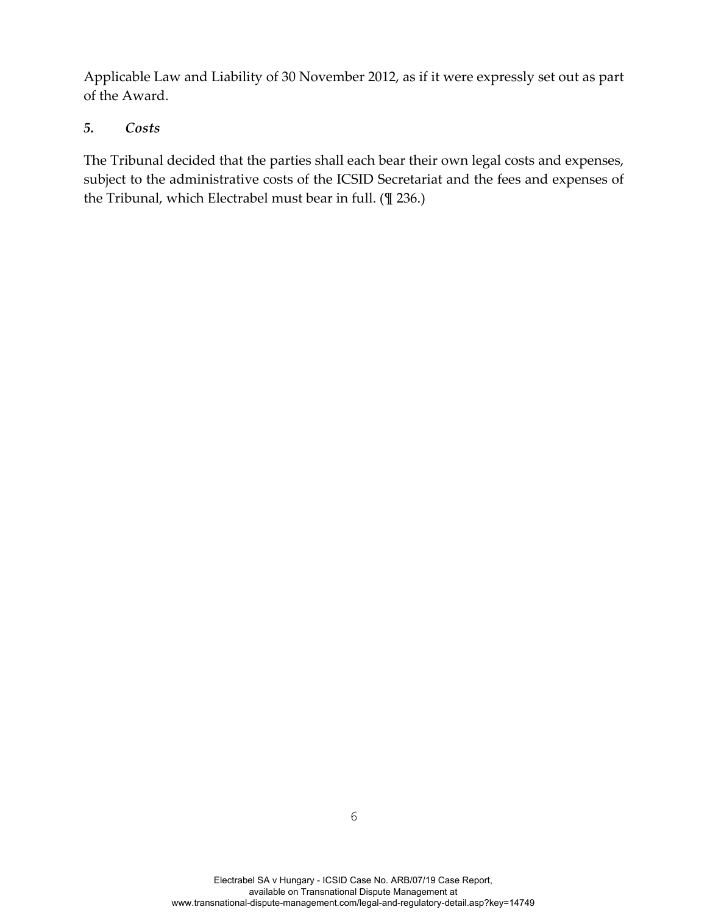Applicable Law and Liability of 30 November 2012, as if it were expressly set out as part of the Award.

### *5. Costs*

The Tribunal decided that the parties shall each bear their own legal costs and expenses, subject to the administrative costs of the ICSID Secretariat and the fees and expenses of the Tribunal, which Electrabel must bear in full. (¶ 236.)